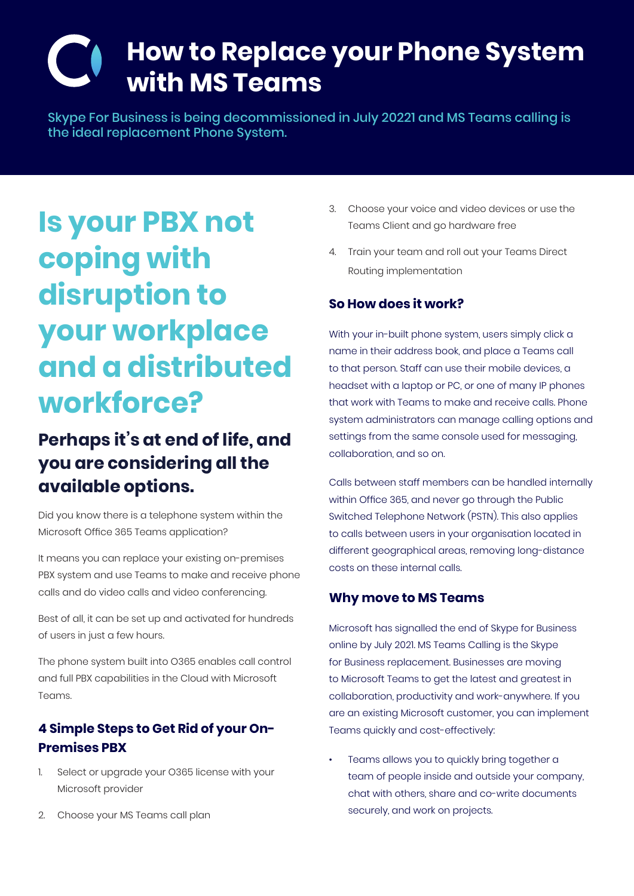# How to Replace your Phone System with MS Teams

Skype For Business is being decommissioned in July 20221 and MS Teams calling is the ideal replacement Phone System.

## Is your PBX not coping with disruption to your workplace and a distributed workforce?

### Perhaps it's at end of life, and you are considering all the available options.

Did you know there is a telephone system within the Microsoft Office 365 Teams application?

It means you can replace your existing on-premises PBX system and use Teams to make and receive phone calls and do video calls and video conferencing.

Best of all, it can be set up and activated for hundreds of users in just a few hours.

The phone system built into O365 enables call control and full PBX capabilities in the Cloud with Microsoft Teams.

#### 4 Simple Steps to Get Rid of your On-Premises PBX

1. Select or upgrade your O365 license with your Microsoft provider
2. Choose your MS Teams call plan
3. Choose your voice and video devices or use the Teams Client and go hardware free
4. Train your team and roll out your Teams Direct Routing implementation

#### So How does it work?

With your in-built phone system, users simply click a name in their address book, and place a Teams call to that person. Staff can use their mobile devices, a headset with a laptop or PC, or one of many IP phones that work with Teams to make and receive calls. Phone system administrators can manage calling options and settings from the same console used for messaging, collaboration, and so on.

Calls between staff members can be handled internally within Office 365, and never go through the Public Switched Telephone Network (PSTN). This also applies to calls between users in your organisation located in different geographical areas, removing long-distance costs on these internal calls.

#### Why move to MS Teams

Microsoft has signalled the end of Skype for Business online by July 2021. MS Teams Calling is the Skype for Business replacement. Businesses are moving to Microsoft Teams to get the latest and greatest in collaboration, productivity and work-anywhere. If you are an existing Microsoft customer, you can implement Teams quickly and cost-effectively:

- Teams allows you to quickly bring together a team of people inside and outside your company, chat with others, share and co-write documents securely, and work on projects.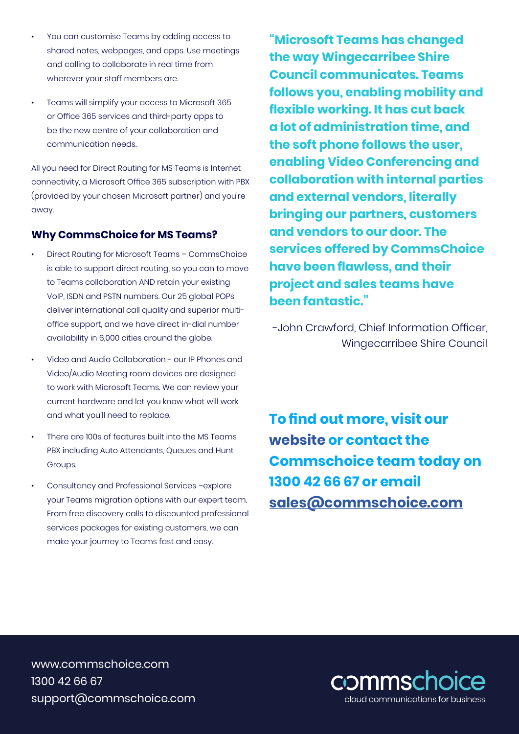- You can customise Teams by adding access to shared notes, webpages, and apps. Use meetings and calling to collaborate in real time from wherever your staff members are.
- Teams will simplify your access to Microsoft 365 or Office 365 services and third-party apps to be the new centre of your collaboration and communication needs.

All you need for Direct Routing for MS Teams is Internet connectivity, a Microsoft Office 365 subscription with PBX (provided by your chosen Microsoft partner) and you're away.

### Why CommsChoice for MS Teams?

- Direct Routing for Microsoft Teams – CommsChoice is able to support direct routing, so you can to move to Teams collaboration AND retain your existing VoIP, ISDN and PSTN numbers. Our 25 global POPs deliver international call quality and superior multi-office support, and we have direct in-dial number availability in 6,000 cities around the globe.
- Video and Audio Collaboration - our IP Phones and Video/Audio Meeting room devices are designed to work with Microsoft Teams. We can review your current hardware and let you know what will work and what you'll need to replace.
- There are 100s of features built into the MS Teams PBX including Auto Attendants, Queues and Hunt Groups.
- Consultancy and Professional Services –explore your Teams migration options with our expert team. From free discovery calls to discounted professional services packages for existing customers, we can make your journey to Teams fast and easy.

**"Microsoft Teams has changed the way Wingecarribee Shire Council communicates. Teams follows you, enabling mobility and flexible working. It has cut back a lot of administration time, and the soft phone follows the user, enabling Video Conferencing and collaboration with internal parties and external vendors, literally bringing our partners, customers and vendors to our door. The services offered by CommsChoice have been flawless, and their project and sales teams have been fantastic."**

-John Crawford, Chief Information Officer, Wingecarribee Shire Council

**To find out more, visit our website or contact the Commschoice team today on 1300 42 66 67 or email sales@commschoice.com**

www.commschoice.com
1300 42 66 67
support@commschoice.com

commschoice
cloud communications for business